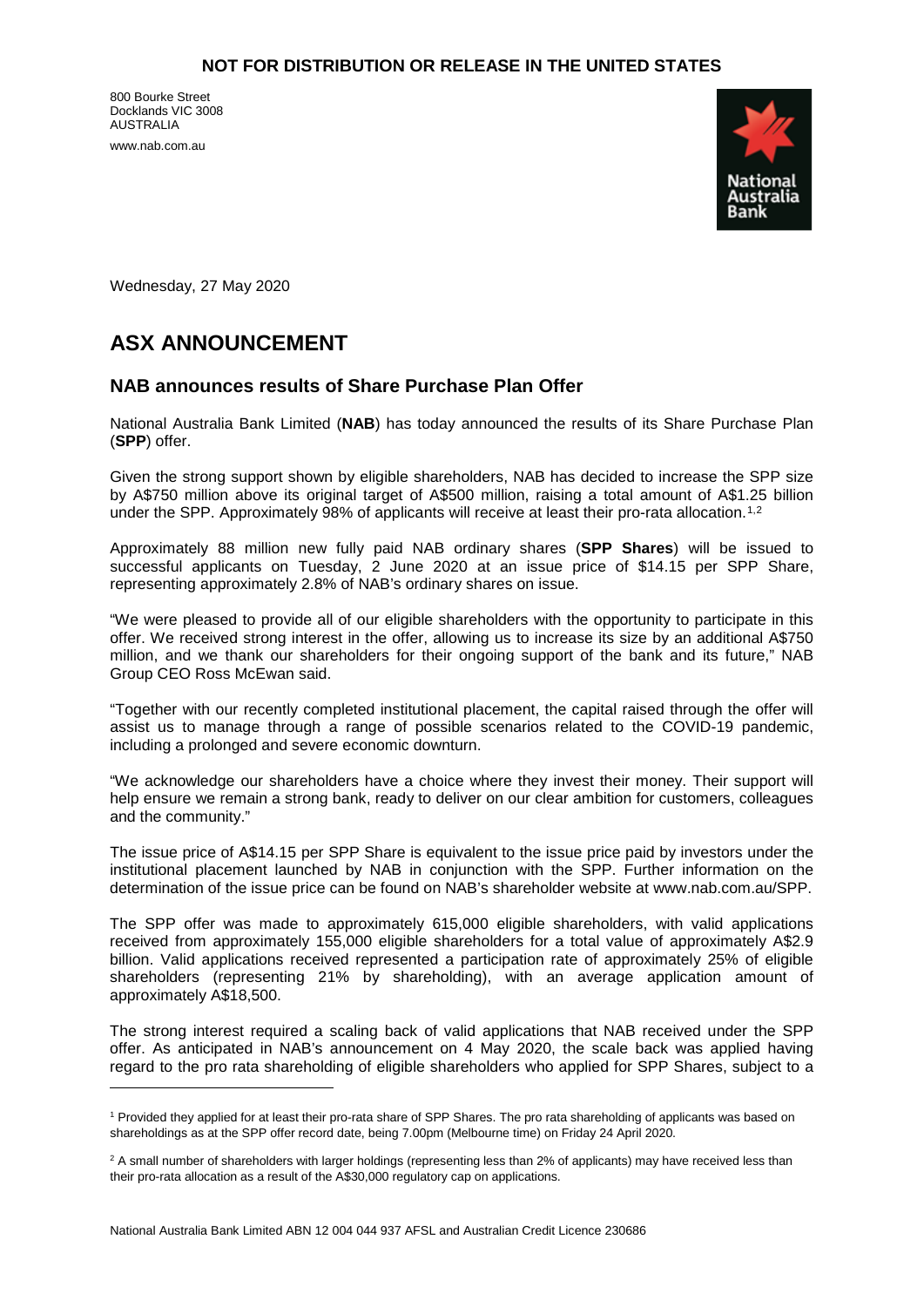**NOT FOR DISTRIBUTION OR RELEASE IN THE UNITED STATES**

800 Bourke Street
Docklands VIC 3008
AUSTRALIA
www.nab.com.au

Wednesday, 27 May 2020

# ASX ANNOUNCEMENT

## NAB announces results of Share Purchase Plan Offer

National Australia Bank Limited (**NAB**) has today announced the results of its Share Purchase Plan (**SPP**) offer.

Given the strong support shown by eligible shareholders, NAB has decided to increase the SPP size by A$750 million above its original target of A$500 million, raising a total amount of A$1.25 billion under the SPP. Approximately 98% of applicants will receive at least their pro-rata allocation.[1,2]

Approximately 88 million new fully paid NAB ordinary shares (**SPP Shares**) will be issued to successful applicants on Tuesday, 2 June 2020 at an issue price of $14.15 per SPP Share, representing approximately 2.8% of NAB's ordinary shares on issue.

"We were pleased to provide all of our eligible shareholders with the opportunity to participate in this offer. We received strong interest in the offer, allowing us to increase its size by an additional A$750 million, and we thank our shareholders for their ongoing support of the bank and its future," NAB Group CEO Ross McEwan said.

"Together with our recently completed institutional placement, the capital raised through the offer will assist us to manage through a range of possible scenarios related to the COVID-19 pandemic, including a prolonged and severe economic downturn.

"We acknowledge our shareholders have a choice where they invest their money. Their support will help ensure we remain a strong bank, ready to deliver on our clear ambition for customers, colleagues and the community."

The issue price of A$14.15 per SPP Share is equivalent to the issue price paid by investors under the institutional placement launched by NAB in conjunction with the SPP. Further information on the determination of the issue price can be found on NAB's shareholder website at www.nab.com.au/SPP.

The SPP offer was made to approximately 615,000 eligible shareholders, with valid applications received from approximately 155,000 eligible shareholders for a total value of approximately A$2.9 billion. Valid applications received represented a participation rate of approximately 25% of eligible shareholders (representing 21% by shareholding), with an average application amount of approximately A$18,500.

The strong interest required a scaling back of valid applications that NAB received under the SPP offer. As anticipated in NAB's announcement on 4 May 2020, the scale back was applied having regard to the pro rata shareholding of eligible shareholders who applied for SPP Shares, subject to a

---

[1] Provided they applied for at least their pro-rata share of SPP Shares. The pro rata shareholding of applicants was based on shareholdings as at the SPP offer record date, being 7.00pm (Melbourne time) on Friday 24 April 2020.

[2] A small number of shareholders with larger holdings (representing less than 2% of applicants) may have received less than their pro-rata allocation as a result of the A$30,000 regulatory cap on applications.

National Australia Bank Limited ABN 12 004 044 937 AFSL and Australian Credit Licence 230686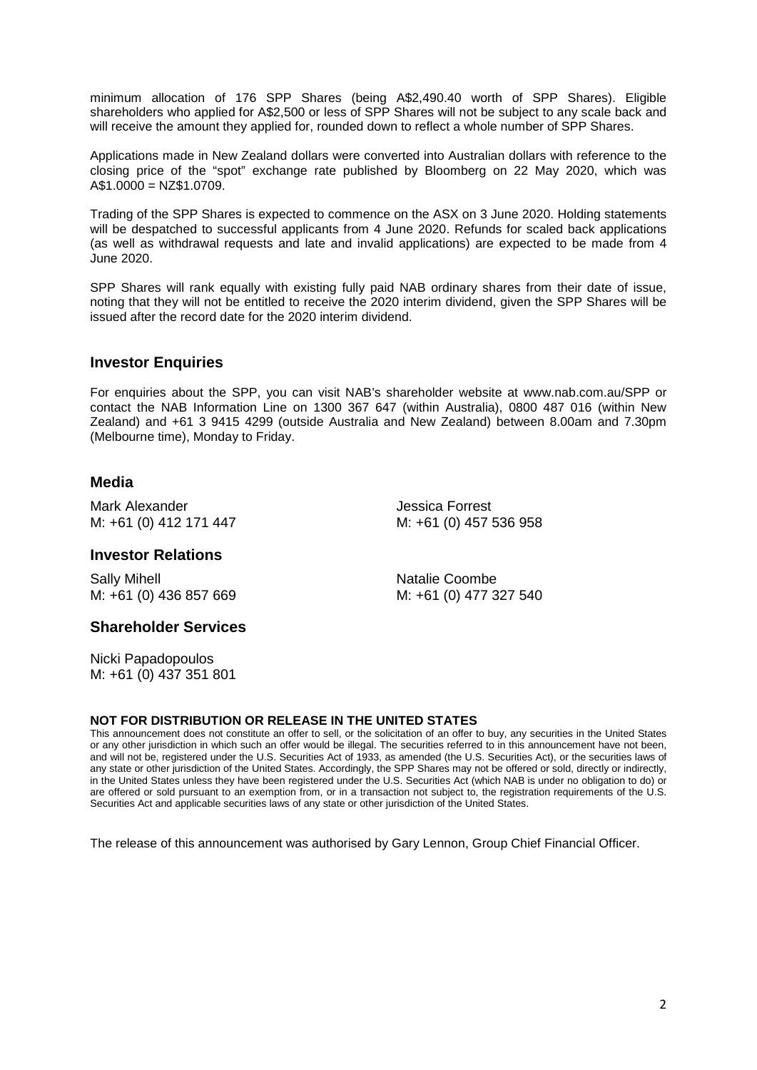minimum allocation of 176 SPP Shares (being A$2,490.40 worth of SPP Shares). Eligible shareholders who applied for A$2,500 or less of SPP Shares will not be subject to any scale back and will receive the amount they applied for, rounded down to reflect a whole number of SPP Shares.

Applications made in New Zealand dollars were converted into Australian dollars with reference to the closing price of the "spot" exchange rate published by Bloomberg on 22 May 2020, which was A$1.0000 = NZ$1.0709.

Trading of the SPP Shares is expected to commence on the ASX on 3 June 2020. Holding statements will be despatched to successful applicants from 4 June 2020. Refunds for scaled back applications (as well as withdrawal requests and late and invalid applications) are expected to be made from 4 June 2020.

SPP Shares will rank equally with existing fully paid NAB ordinary shares from their date of issue, noting that they will not be entitled to receive the 2020 interim dividend, given the SPP Shares will be issued after the record date for the 2020 interim dividend.

## Investor Enquiries

For enquiries about the SPP, you can visit NAB's shareholder website at www.nab.com.au/SPP or contact the NAB Information Line on 1300 367 647 (within Australia), 0800 487 016 (within New Zealand) and +61 3 9415 4299 (outside Australia and New Zealand) between 8.00am and 7.30pm (Melbourne time), Monday to Friday.

## Media

Mark Alexander
M: +61 (0) 412 171 447

Jessica Forrest
M: +61 (0) 457 536 958

## Investor Relations

Sally Mihell
M: +61 (0) 436 857 669

Natalie Coombe
M: +61 (0) 477 327 540

## Shareholder Services

Nicki Papadopoulos
M: +61 (0) 437 351 801

**NOT FOR DISTRIBUTION OR RELEASE IN THE UNITED STATES**

This announcement does not constitute an offer to sell, or the solicitation of an offer to buy, any securities in the United States or any other jurisdiction in which such an offer would be illegal. The securities referred to in this announcement have not been, and will not be, registered under the U.S. Securities Act of 1933, as amended (the U.S. Securities Act), or the securities laws of any state or other jurisdiction of the United States. Accordingly, the SPP Shares may not be offered or sold, directly or indirectly, in the United States unless they have been registered under the U.S. Securities Act (which NAB is under no obligation to do) or are offered or sold pursuant to an exemption from, or in a transaction not subject to, the registration requirements of the U.S. Securities Act and applicable securities laws of any state or other jurisdiction of the United States.

The release of this announcement was authorised by Gary Lennon, Group Chief Financial Officer.